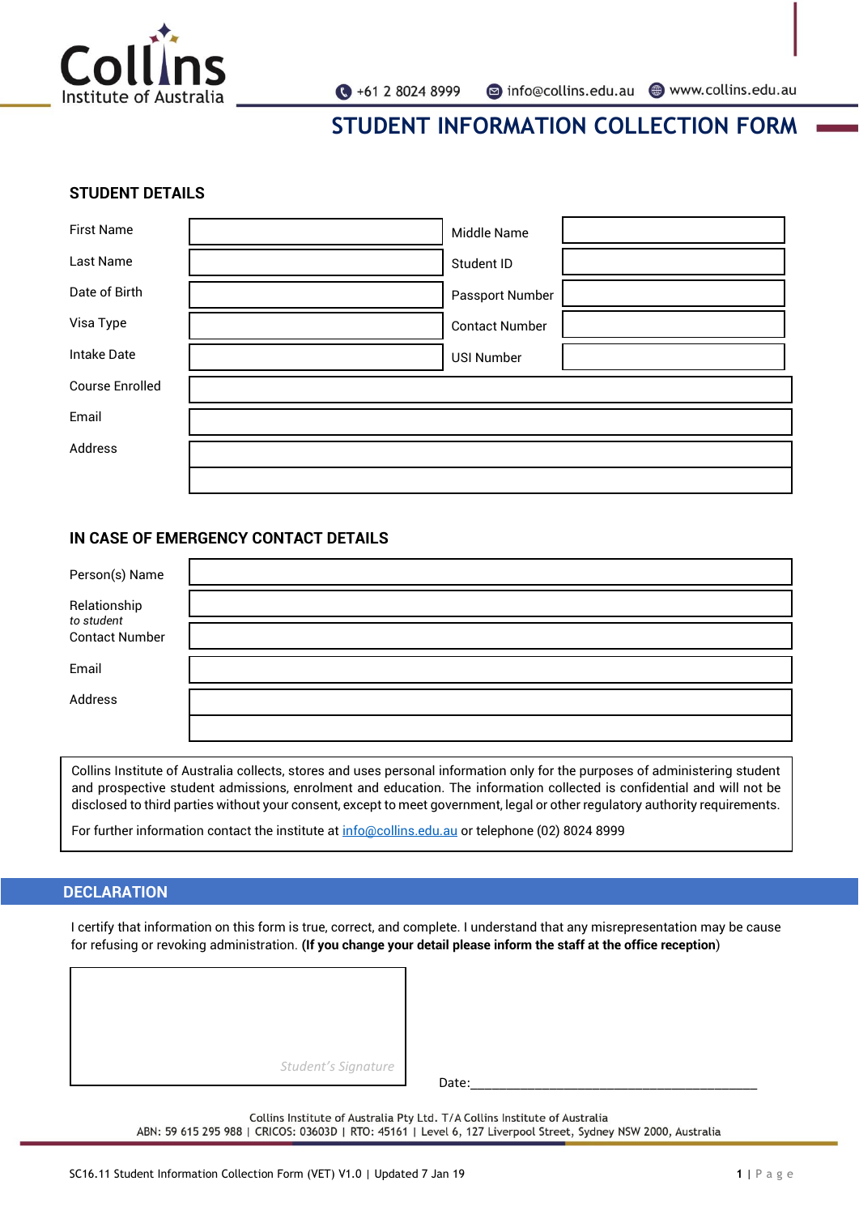Collins Institute of Australia

+61 2 8024 8999 | info@collins.edu.au | www.collins.edu.au

# STUDENT INFORMATION COLLECTION FORM

## STUDENT DETAILS

| | | | |
|---|---|---|---|
| First Name | | Middle Name | |
| Last Name | | Student ID | |
| Date of Birth | | Passport Number | |
| Visa Type | | Contact Number | |
| Intake Date | | USI Number | |
| Course Enrolled | | | |
| Email | | | |
| Address | | | |
| | | | |

## IN CASE OF EMERGENCY CONTACT DETAILS

| | |
|---|---|
| Person(s) Name | |
| Relationship *to student* | |
| Contact Number | |
| Email | |
| Address | |
| | |

Collins Institute of Australia collects, stores and uses personal information only for the purposes of administering student and prospective student admissions, enrolment and education. The information collected is confidential and will not be disclosed to third parties without your consent, except to meet government, legal or other regulatory authority requirements.

For further information contact the institute at info@collins.edu.au or telephone (02) 8024 8999

## DECLARATION

I certify that information on this form is true, correct, and complete. I understand that any misrepresentation may be cause for refusing or revoking administration. **(If you change your detail please inform the staff at the office reception**)

*Student's Signature*

Date:_____________________________________________

Collins Institute of Australia Pty Ltd. T/A Collins Institute of Australia
ABN: 59 615 295 988 | CRICOS: 03603D | RTO: 45161 | Level 6, 127 Liverpool Street, Sydney NSW 2000, Australia

SC16.11 Student Information Collection Form (VET) V1.0 | Updated 7 Jan 19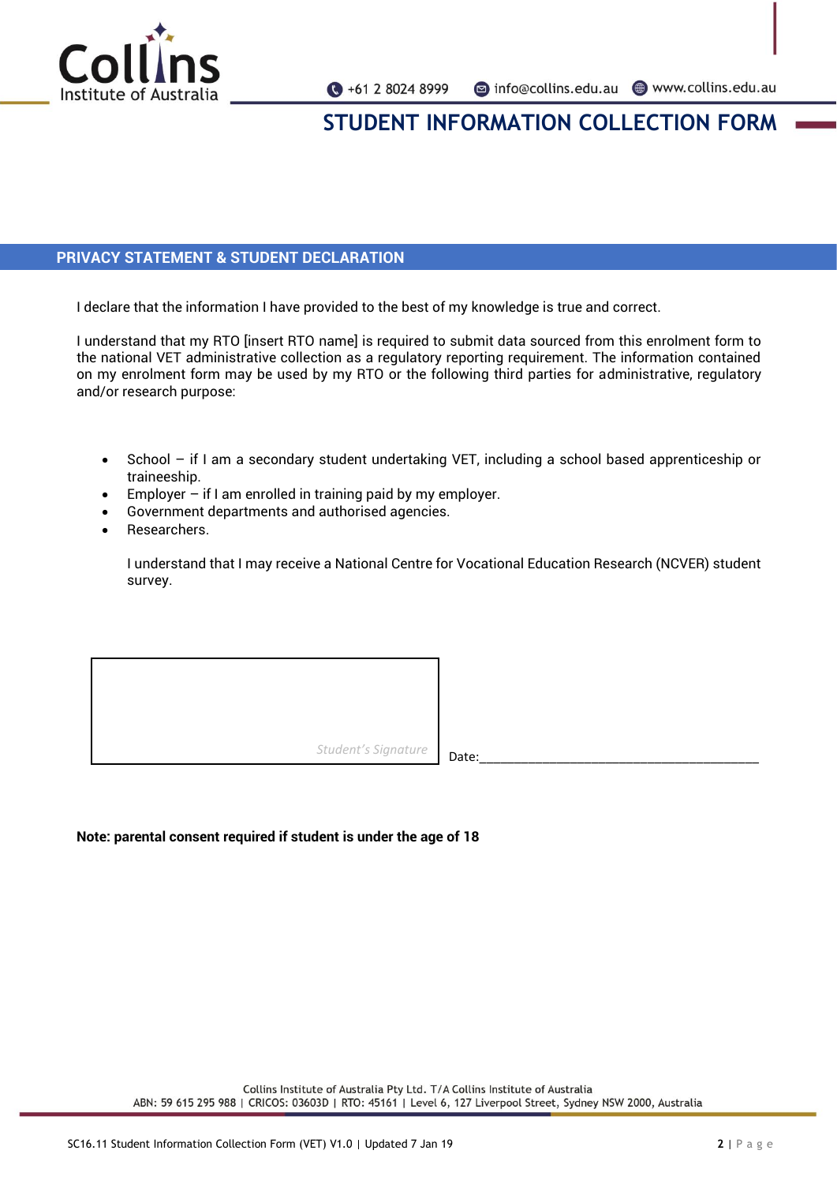## STUDENT INFORMATION COLLECTION FORM

### PRIVACY STATEMENT & STUDENT DECLARATION

I declare that the information I have provided to the best of my knowledge is true and correct.

I understand that my RTO [insert RTO name] is required to submit data sourced from this enrolment form to the national VET administrative collection as a regulatory reporting requirement. The information contained on my enrolment form may be used by my RTO or the following third parties for administrative, regulatory and/or research purpose:

- School – if I am a secondary student undertaking VET, including a school based apprenticeship or traineeship.
- Employer – if I am enrolled in training paid by my employer.
- Government departments and authorised agencies.
- Researchers.

I understand that I may receive a National Centre for Vocational Education Research (NCVER) student survey.

*Student's Signature*

Date:______________________________________________

**Note: parental consent required if student is under the age of 18**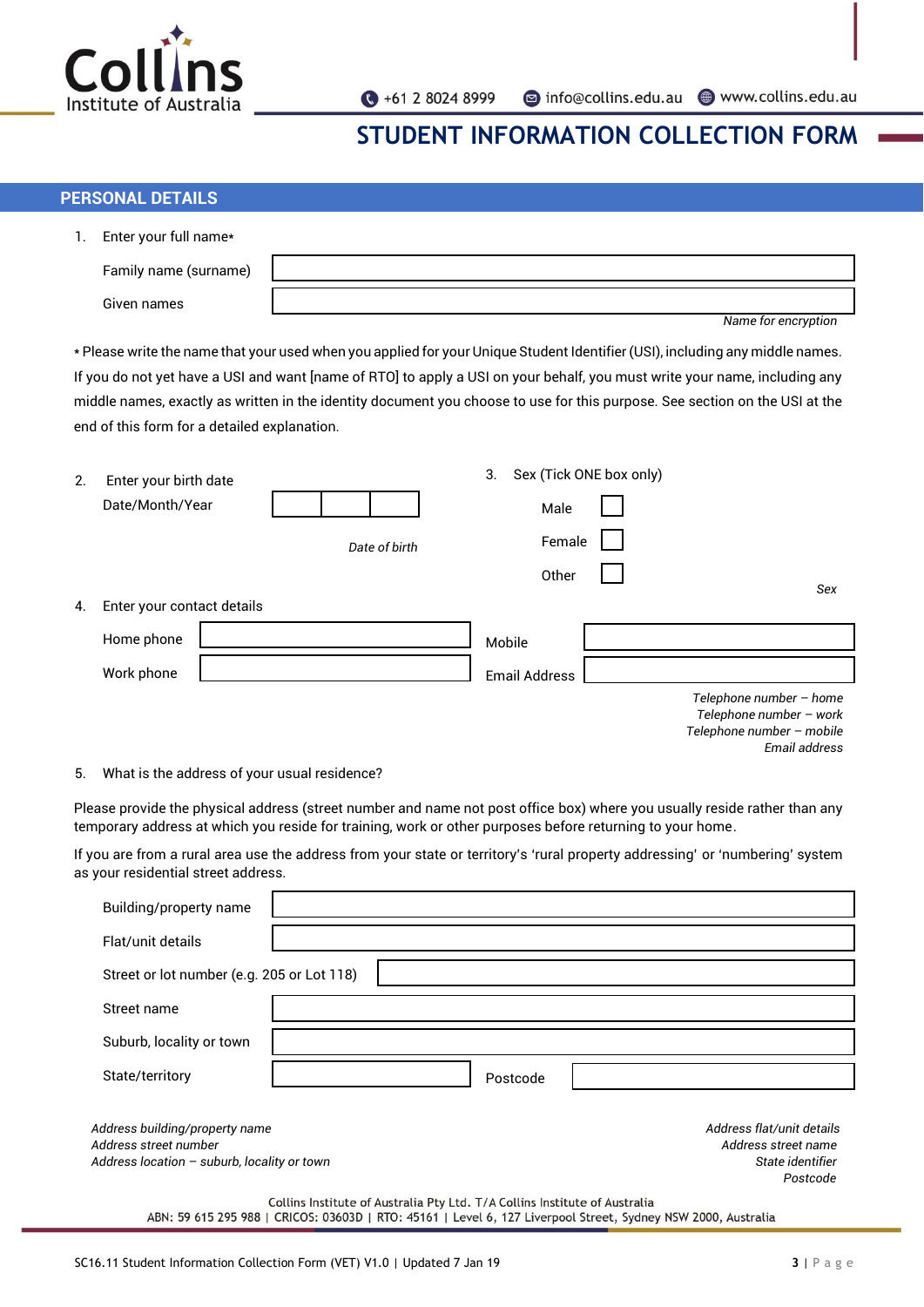# STUDENT INFORMATION COLLECTION FORM

## PERSONAL DETAILS

1. Enter your full name*

| | |
|---|---|
| Family name (surname) | |
| Given names | |

*Name for encryption*

* Please write the name that your used when you applied for your Unique Student Identifier (USI), including any middle names. If you do not yet have a USI and want [name of RTO] to apply a USI on your behalf, you must write your name, including any middle names, exactly as written in the identity document you choose to use for this purpose. See section on the USI at the end of this form for a detailed explanation.

2. Enter your birth date
   Date/Month/Year

| | | |
|---|---|---|
| | | |

*Date of birth*

3. Sex (Tick ONE box only)

   Male ☐
   Female ☐
   Other ☐

*Sex*

4. Enter your contact details

| | | | |
|---|---|---|---|
| Home phone | | Mobile | |
| Work phone | | Email Address | |

*Telephone number – home*
*Telephone number – work*
*Telephone number – mobile*
*Email address*

5. What is the address of your usual residence?

Please provide the physical address (street number and name not post office box) where you usually reside rather than any temporary address at which you reside for training, work or other purposes before returning to your home.

If you are from a rural area use the address from your state or territory's 'rural property addressing' or 'numbering' system as your residential street address.

| | | | |
|---|---|---|---|
| Building/property name | | | |
| Flat/unit details | | | |
| Street or lot number (e.g. 205 or Lot 118) | | | |
| Street name | | | |
| Suburb, locality or town | | | |
| State/territory | | Postcode | |

*Address building/property name*
*Address street number*
*Address location – suburb, locality or town*
*Address flat/unit details*
*Address street name*
*State identifier*
*Postcode*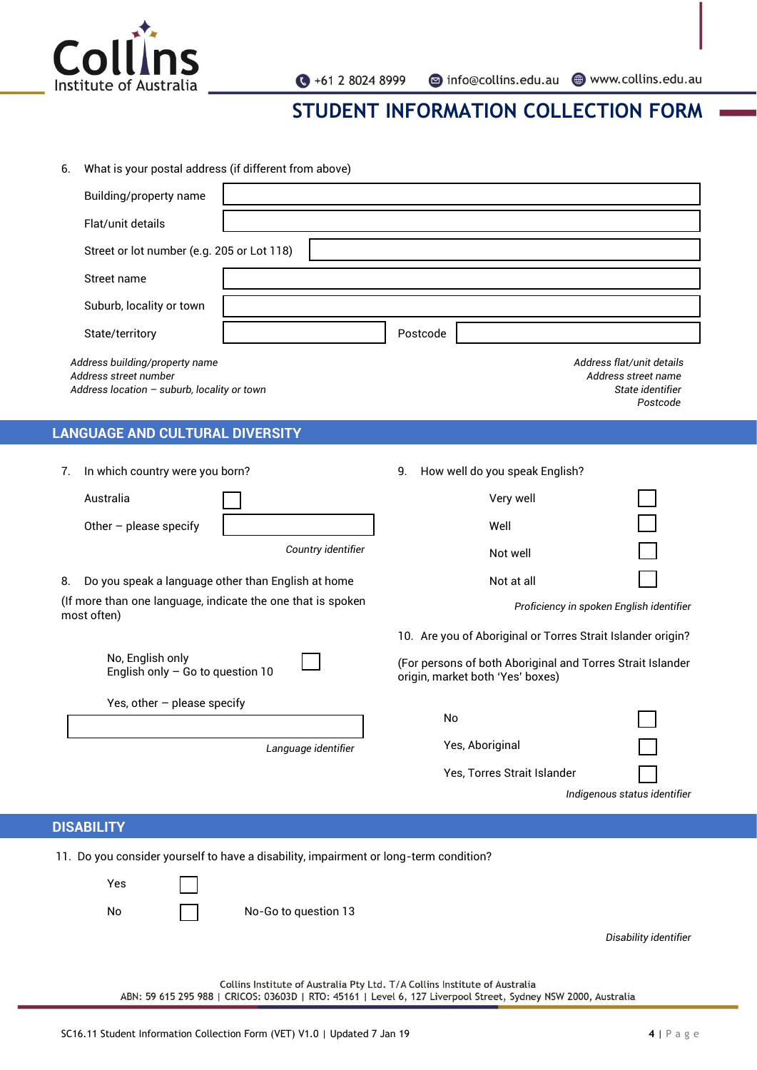# STUDENT INFORMATION COLLECTION FORM

6. What is your postal address (if different from above)

| | |
|---|---|
| Building/property name | |
| Flat/unit details | |
| Street or lot number (e.g. 205 or Lot 118) | |
| Street name | |
| Suburb, locality or town | |
| State/territory | Postcode |

*Address building/property name*
*Address street number*
*Address location – suburb, locality or town*

*Address flat/unit details*
*Address street name*
*State identifier*
*Postcode*

## LANGUAGE AND CULTURAL DIVERSITY

7. In which country were you born?

- Australia ☐
- Other – please specify ______

*Country identifier*

8. Do you speak a language other than English at home

(If more than one language, indicate the one that is spoken most often)

- No, English only ☐
  English only – Go to question 10
- Yes, other – please specify ______

*Language identifier*

9. How well do you speak English?

- Very well ☐
- Well ☐
- Not well ☐
- Not at all ☐

*Proficiency in spoken English identifier*

10. Are you of Aboriginal or Torres Strait Islander origin?

(For persons of both Aboriginal and Torres Strait Islander origin, market both 'Yes' boxes)

- No ☐
- Yes, Aboriginal ☐
- Yes, Torres Strait Islander ☐

*Indigenous status identifier*

## DISABILITY

11. Do you consider yourself to have a disability, impairment or long-term condition?

- Yes ☐
- No ☐ No-Go to question 13

*Disability identifier*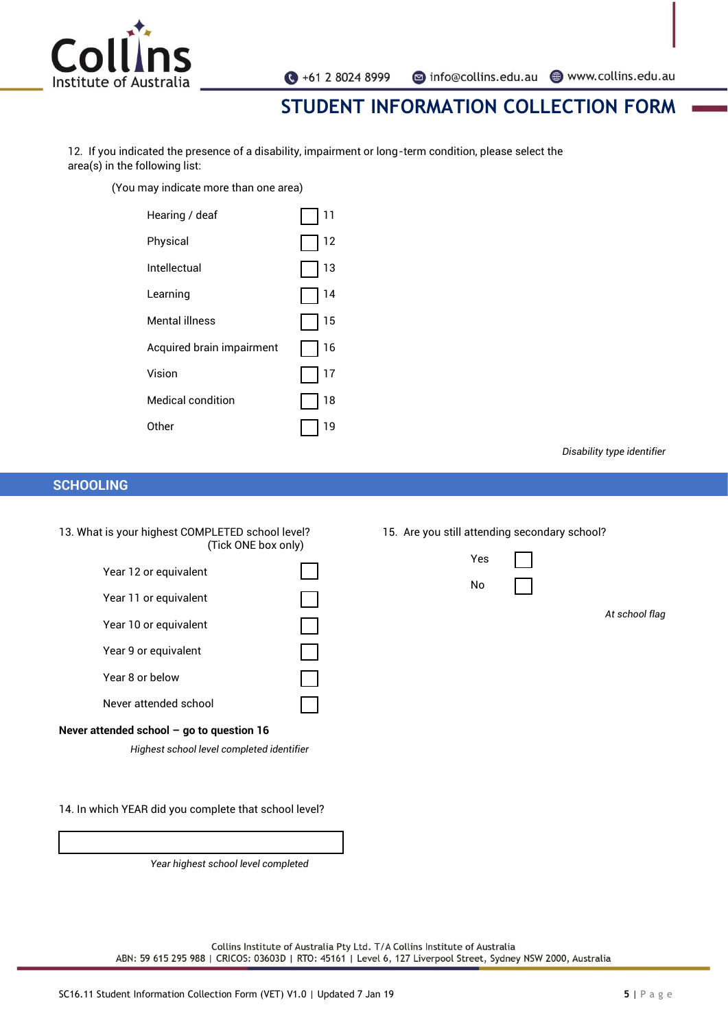12. If you indicated the presence of a disability, impairment or long-term condition, please select the area(s) in the following list:

(You may indicate more than one area)

| | | |
|---|---|---|
| Hearing / deaf | ☐ | 11 |
| Physical | ☐ | 12 |
| Intellectual | ☐ | 13 |
| Learning | ☐ | 14 |
| Mental illness | ☐ | 15 |
| Acquired brain impairment | ☐ | 16 |
| Vision | ☐ | 17 |
| Medical condition | ☐ | 18 |
| Other | ☐ | 19 |

*Disability type identifier*

## SCHOOLING

13. What is your highest COMPLETED school level? (Tick ONE box only)

| | |
|---|---|
| Year 12 or equivalent | ☐ |
| Year 11 or equivalent | ☐ |
| Year 10 or equivalent | ☐ |
| Year 9 or equivalent | ☐ |
| Year 8 or below | ☐ |
| Never attended school | ☐ |

**Never attended school – go to question 16**

*Highest school level completed identifier*

14. In which YEAR did you complete that school level?

\_\_\_\_\_\_\_\_\_\_\_\_\_\_\_\_\_\_\_\_\_\_\_\_

*Year highest school level completed*

15. Are you still attending secondary school?

| | |
|---|---|
| Yes | ☐ |
| No | ☐ |

*At school flag*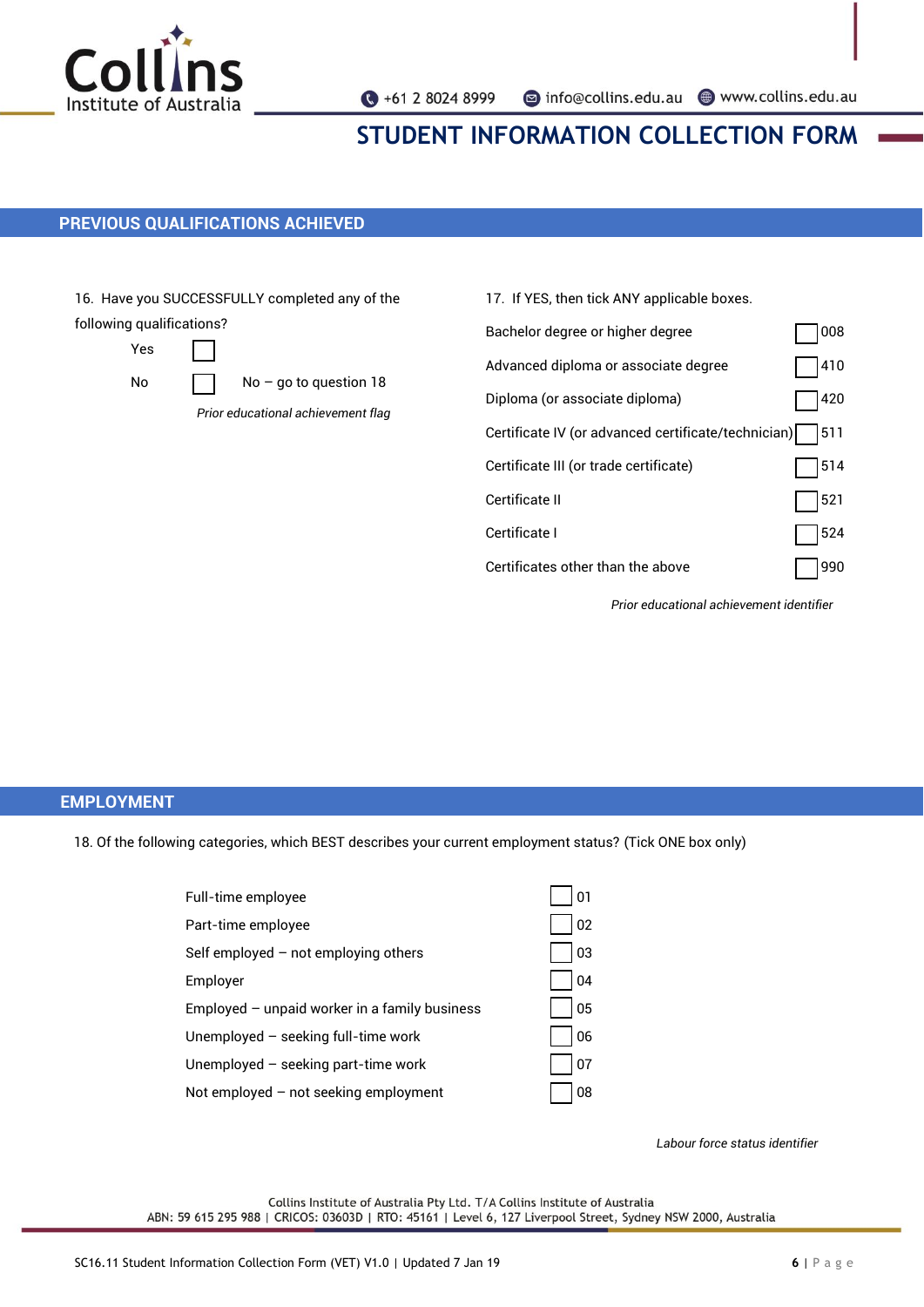## PREVIOUS QUALIFICATIONS ACHIEVED

16. Have you SUCCESSFULLY completed any of the following qualifications?

- Yes ☐
- No ☐ No – go to question 18

*Prior educational achievement flag*

17. If YES, then tick ANY applicable boxes.

| Qualification | Code |
|---|---|
| Bachelor degree or higher degree | ☐ 008 |
| Advanced diploma or associate degree | ☐ 410 |
| Diploma (or associate diploma) | ☐ 420 |
| Certificate IV (or advanced certificate/technician) | ☐ 511 |
| Certificate III (or trade certificate) | ☐ 514 |
| Certificate II | ☐ 521 |
| Certificate I | ☐ 524 |
| Certificates other than the above | ☐ 990 |

*Prior educational achievement identifier*

## EMPLOYMENT

18. Of the following categories, which BEST describes your current employment status? (Tick ONE box only)

| Category | Code |
|---|---|
| Full-time employee | ☐ 01 |
| Part-time employee | ☐ 02 |
| Self employed – not employing others | ☐ 03 |
| Employer | ☐ 04 |
| Employed – unpaid worker in a family business | ☐ 05 |
| Unemployed – seeking full-time work | ☐ 06 |
| Unemployed – seeking part-time work | ☐ 07 |
| Not employed – not seeking employment | ☐ 08 |

*Labour force status identifier*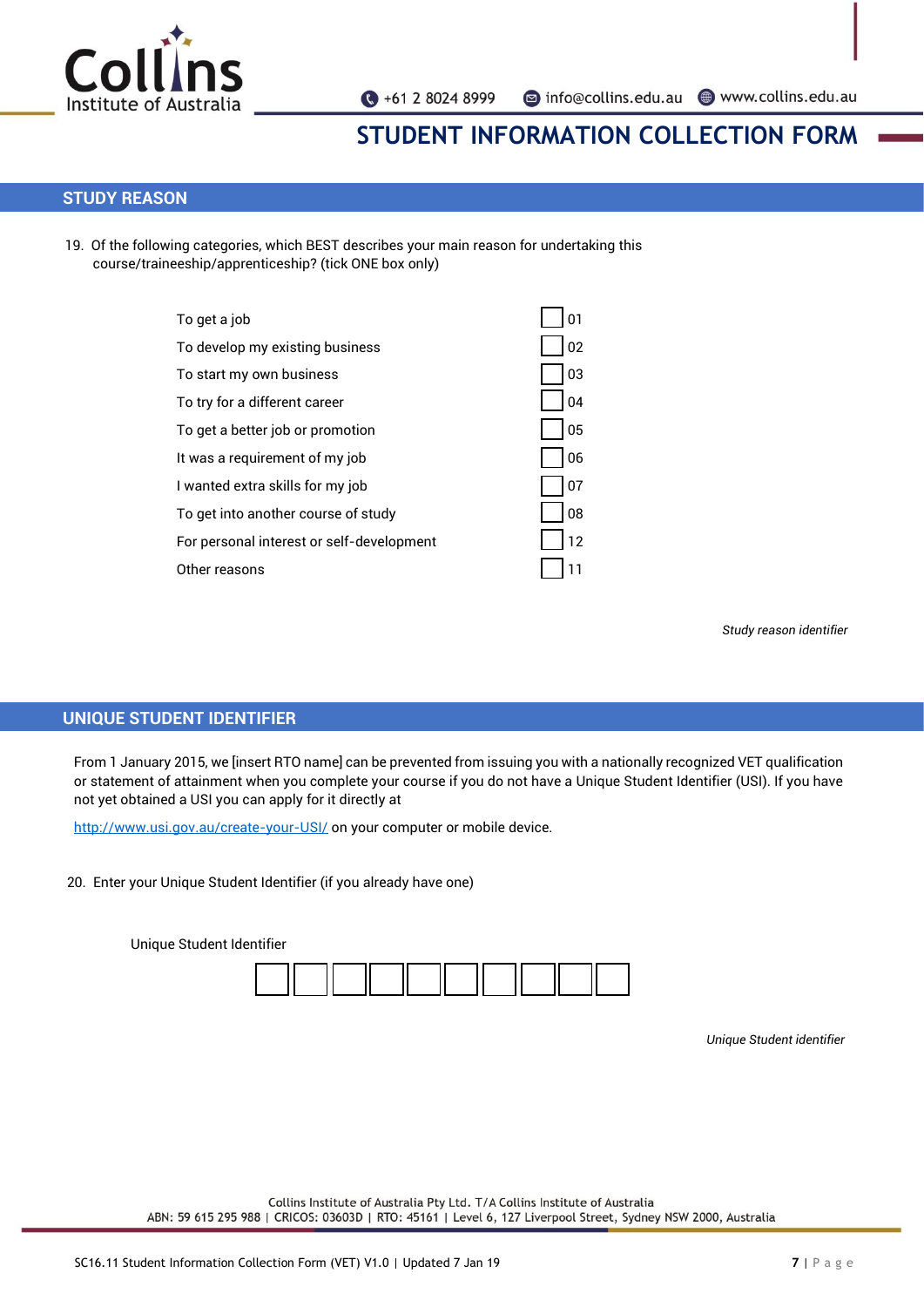## STUDY REASON

19. Of the following categories, which BEST describes your main reason for undertaking this course/traineeship/apprenticeship? (tick ONE box only)

| | |
|---|---|
| To get a job | ☐ 01 |
| To develop my existing business | ☐ 02 |
| To start my own business | ☐ 03 |
| To try for a different career | ☐ 04 |
| To get a better job or promotion | ☐ 05 |
| It was a requirement of my job | ☐ 06 |
| I wanted extra skills for my job | ☐ 07 |
| To get into another course of study | ☐ 08 |
| For personal interest or self-development | ☐ 12 |
| Other reasons | ☐ 11 |

*Study reason identifier*

## UNIQUE STUDENT IDENTIFIER

From 1 January 2015, we [insert RTO name] can be prevented from issuing you with a nationally recognized VET qualification or statement of attainment when you complete your course if you do not have a Unique Student Identifier (USI). If you have not yet obtained a USI you can apply for it directly at

[http://www.usi.gov.au/create-your-USI/](http://www.usi.gov.au/create-your-USI/) on your computer or mobile device.

20. Enter your Unique Student Identifier (if you already have one)

Unique Student Identifier

| | | | | | | | | | |
|---|---|---|---|---|---|---|---|---|---|
| | | | | | | | | | |

*Unique Student identifier*